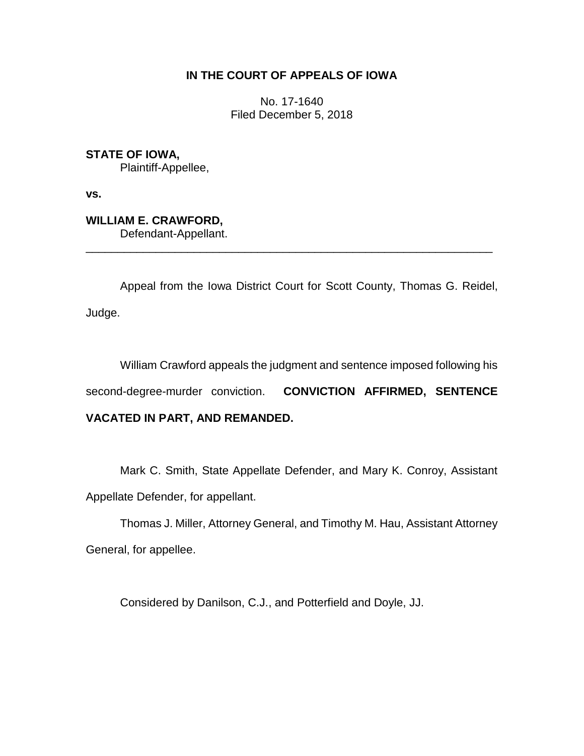**IN THE COURT OF APPEALS OF IOWA**

No. 17-1640
Filed December 5, 2018

**STATE OF IOWA,**
Plaintiff-Appellee,

**vs.**

**WILLIAM E. CRAWFORD,**
Defendant-Appellant.

---

Appeal from the Iowa District Court for Scott County, Thomas G. Reidel, Judge.

William Crawford appeals the judgment and sentence imposed following his second-degree-murder conviction. **CONVICTION AFFIRMED, SENTENCE VACATED IN PART, AND REMANDED.**

Mark C. Smith, State Appellate Defender, and Mary K. Conroy, Assistant Appellate Defender, for appellant.

Thomas J. Miller, Attorney General, and Timothy M. Hau, Assistant Attorney General, for appellee.

Considered by Danilson, C.J., and Potterfield and Doyle, JJ.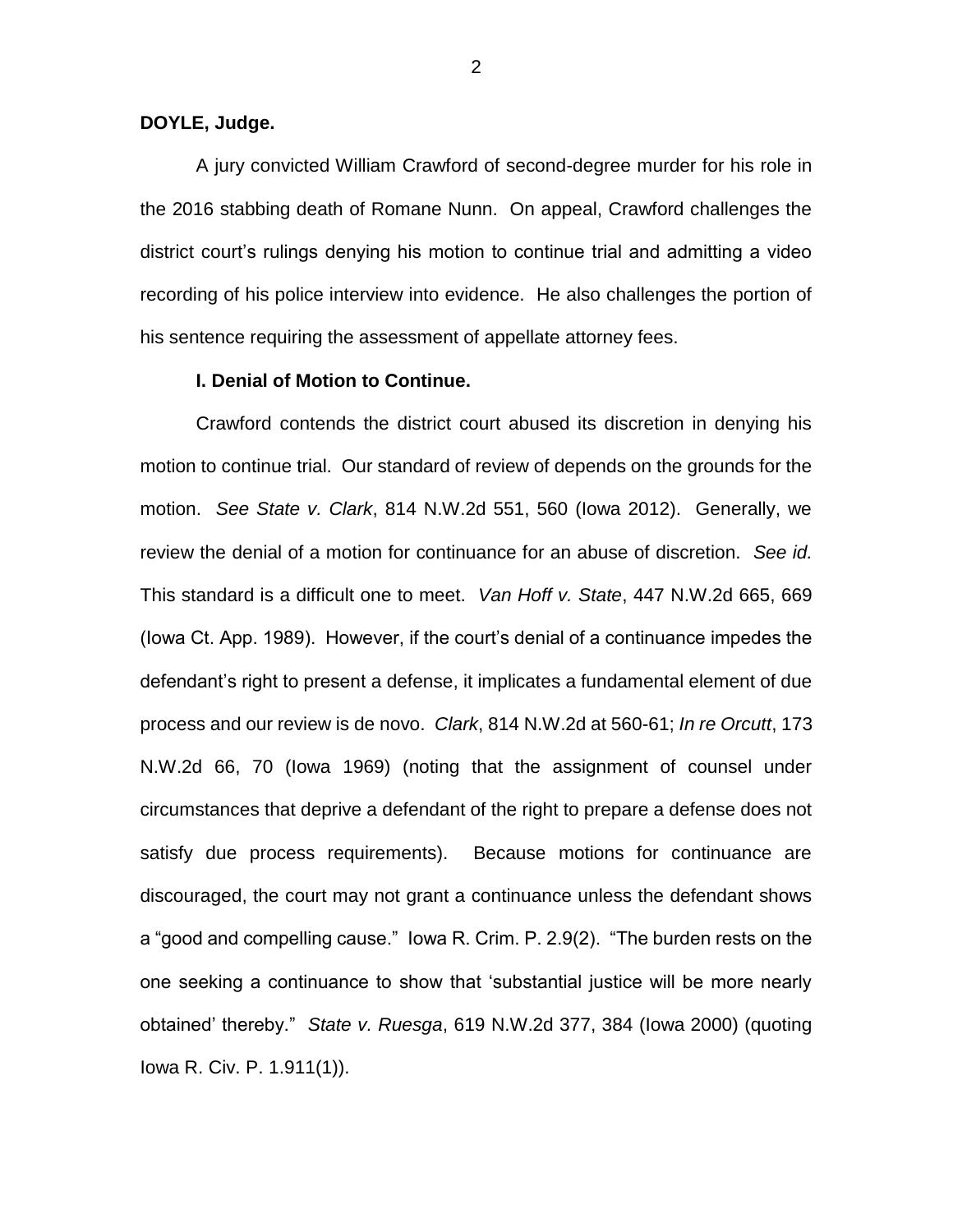**DOYLE, Judge.**

A jury convicted William Crawford of second-degree murder for his role in the 2016 stabbing death of Romane Nunn. On appeal, Crawford challenges the district court's rulings denying his motion to continue trial and admitting a video recording of his police interview into evidence. He also challenges the portion of his sentence requiring the assessment of appellate attorney fees.

**I. Denial of Motion to Continue.**

Crawford contends the district court abused its discretion in denying his motion to continue trial. Our standard of review of depends on the grounds for the motion. *See State v. Clark*, 814 N.W.2d 551, 560 (Iowa 2012). Generally, we review the denial of a motion for continuance for an abuse of discretion. *See id.* This standard is a difficult one to meet. *Van Hoff v. State*, 447 N.W.2d 665, 669 (Iowa Ct. App. 1989). However, if the court's denial of a continuance impedes the defendant's right to present a defense, it implicates a fundamental element of due process and our review is de novo. *Clark*, 814 N.W.2d at 560-61; *In re Orcutt*, 173 N.W.2d 66, 70 (Iowa 1969) (noting that the assignment of counsel under circumstances that deprive a defendant of the right to prepare a defense does not satisfy due process requirements). Because motions for continuance are discouraged, the court may not grant a continuance unless the defendant shows a "good and compelling cause." Iowa R. Crim. P. 2.9(2). "The burden rests on the one seeking a continuance to show that 'substantial justice will be more nearly obtained' thereby." *State v. Ruesga*, 619 N.W.2d 377, 384 (Iowa 2000) (quoting Iowa R. Civ. P. 1.911(1)).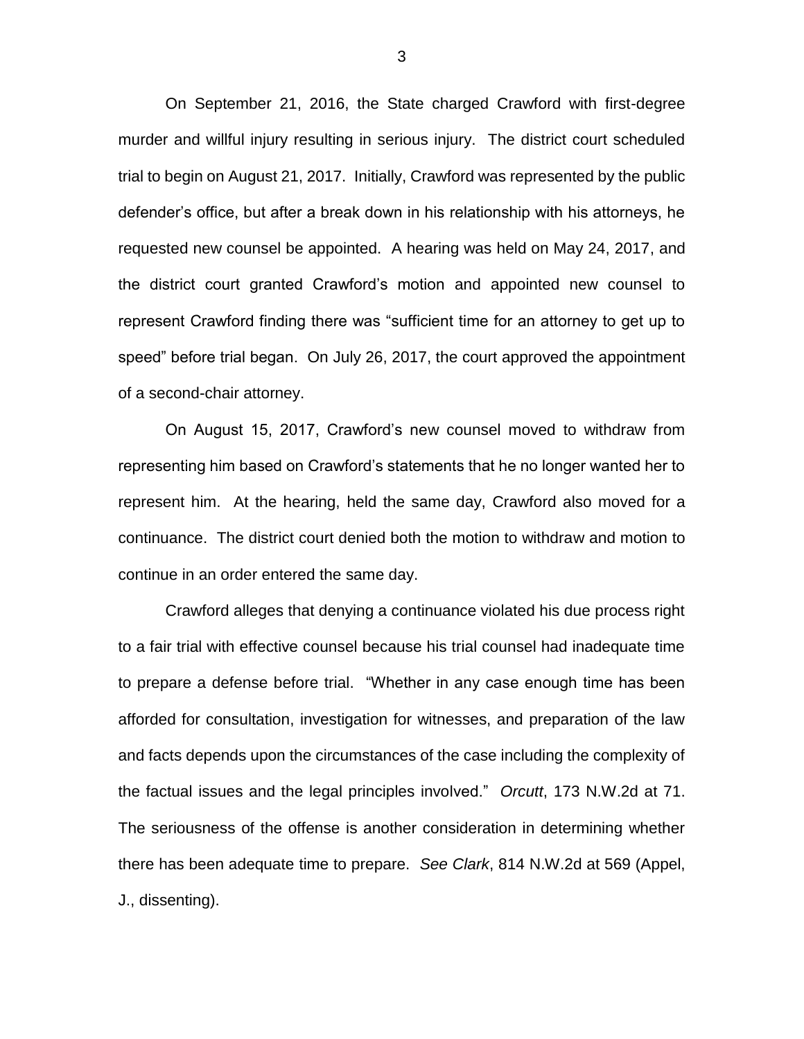On September 21, 2016, the State charged Crawford with first-degree murder and willful injury resulting in serious injury. The district court scheduled trial to begin on August 21, 2017. Initially, Crawford was represented by the public defender's office, but after a break down in his relationship with his attorneys, he requested new counsel be appointed. A hearing was held on May 24, 2017, and the district court granted Crawford's motion and appointed new counsel to represent Crawford finding there was "sufficient time for an attorney to get up to speed" before trial began. On July 26, 2017, the court approved the appointment of a second-chair attorney.

On August 15, 2017, Crawford's new counsel moved to withdraw from representing him based on Crawford's statements that he no longer wanted her to represent him. At the hearing, held the same day, Crawford also moved for a continuance. The district court denied both the motion to withdraw and motion to continue in an order entered the same day.

Crawford alleges that denying a continuance violated his due process right to a fair trial with effective counsel because his trial counsel had inadequate time to prepare a defense before trial. "Whether in any case enough time has been afforded for consultation, investigation for witnesses, and preparation of the law and facts depends upon the circumstances of the case including the complexity of the factual issues and the legal principles involved." *Orcutt*, 173 N.W.2d at 71. The seriousness of the offense is another consideration in determining whether there has been adequate time to prepare. *See Clark*, 814 N.W.2d at 569 (Appel, J., dissenting).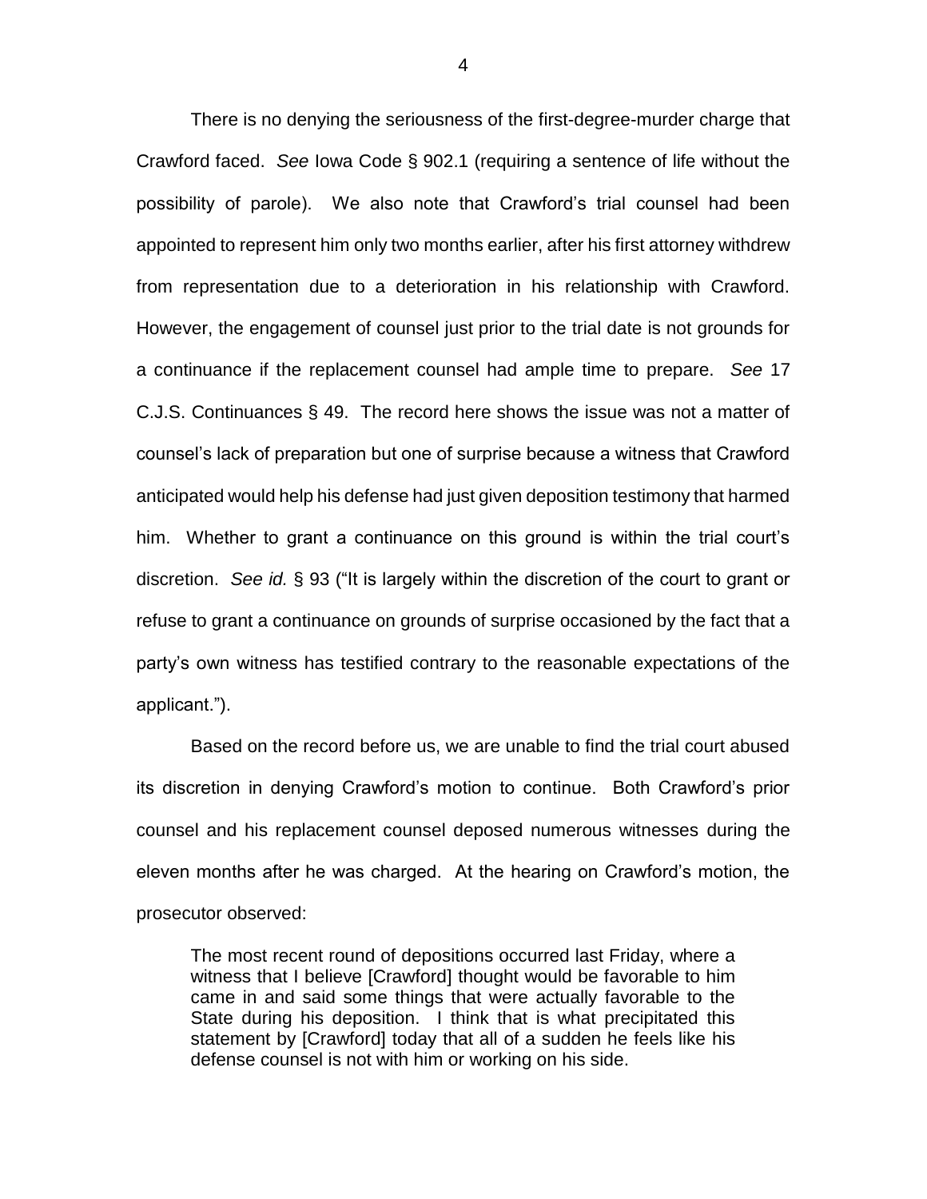There is no denying the seriousness of the first-degree-murder charge that Crawford faced. *See* Iowa Code § 902.1 (requiring a sentence of life without the possibility of parole). We also note that Crawford's trial counsel had been appointed to represent him only two months earlier, after his first attorney withdrew from representation due to a deterioration in his relationship with Crawford. However, the engagement of counsel just prior to the trial date is not grounds for a continuance if the replacement counsel had ample time to prepare. *See* 17 C.J.S. Continuances § 49. The record here shows the issue was not a matter of counsel's lack of preparation but one of surprise because a witness that Crawford anticipated would help his defense had just given deposition testimony that harmed him. Whether to grant a continuance on this ground is within the trial court's discretion. *See id.* § 93 ("It is largely within the discretion of the court to grant or refuse to grant a continuance on grounds of surprise occasioned by the fact that a party's own witness has testified contrary to the reasonable expectations of the applicant.").

Based on the record before us, we are unable to find the trial court abused its discretion in denying Crawford's motion to continue. Both Crawford's prior counsel and his replacement counsel deposed numerous witnesses during the eleven months after he was charged. At the hearing on Crawford's motion, the prosecutor observed:

> The most recent round of depositions occurred last Friday, where a witness that I believe [Crawford] thought would be favorable to him came in and said some things that were actually favorable to the State during his deposition. I think that is what precipitated this statement by [Crawford] today that all of a sudden he feels like his defense counsel is not with him or working on his side.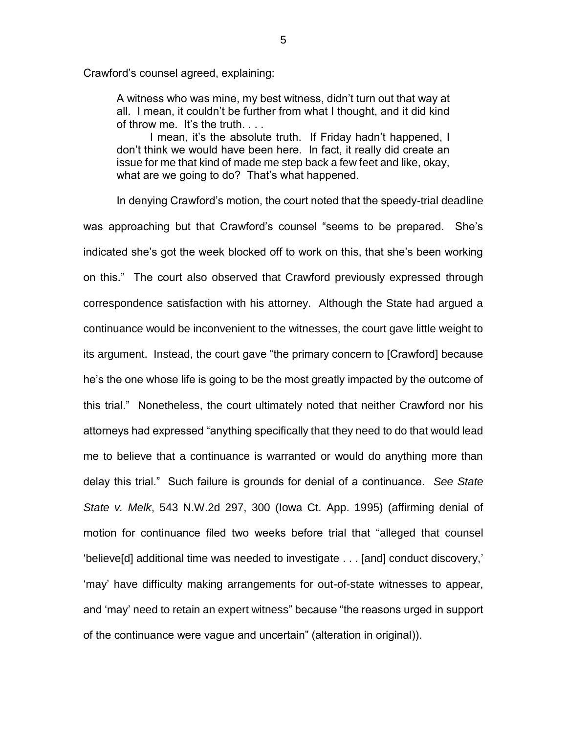Crawford's counsel agreed, explaining:

> A witness who was mine, my best witness, didn't turn out that way at all. I mean, it couldn't be further from what I thought, and it did kind of throw me. It's the truth. . . .
>
> I mean, it's the absolute truth. If Friday hadn't happened, I don't think we would have been here. In fact, it really did create an issue for me that kind of made me step back a few feet and like, okay, what are we going to do? That's what happened.

In denying Crawford's motion, the court noted that the speedy-trial deadline was approaching but that Crawford's counsel "seems to be prepared. She's indicated she's got the week blocked off to work on this, that she's been working on this." The court also observed that Crawford previously expressed through correspondence satisfaction with his attorney. Although the State had argued a continuance would be inconvenient to the witnesses, the court gave little weight to its argument. Instead, the court gave "the primary concern to [Crawford] because he's the one whose life is going to be the most greatly impacted by the outcome of this trial." Nonetheless, the court ultimately noted that neither Crawford nor his attorneys had expressed "anything specifically that they need to do that would lead me to believe that a continuance is warranted or would do anything more than delay this trial." Such failure is grounds for denial of a continuance. *See State State v. Melk*, 543 N.W.2d 297, 300 (Iowa Ct. App. 1995) (affirming denial of motion for continuance filed two weeks before trial that "alleged that counsel 'believe[d] additional time was needed to investigate . . . [and] conduct discovery,' 'may' have difficulty making arrangements for out-of-state witnesses to appear, and 'may' need to retain an expert witness" because "the reasons urged in support of the continuance were vague and uncertain" (alteration in original)).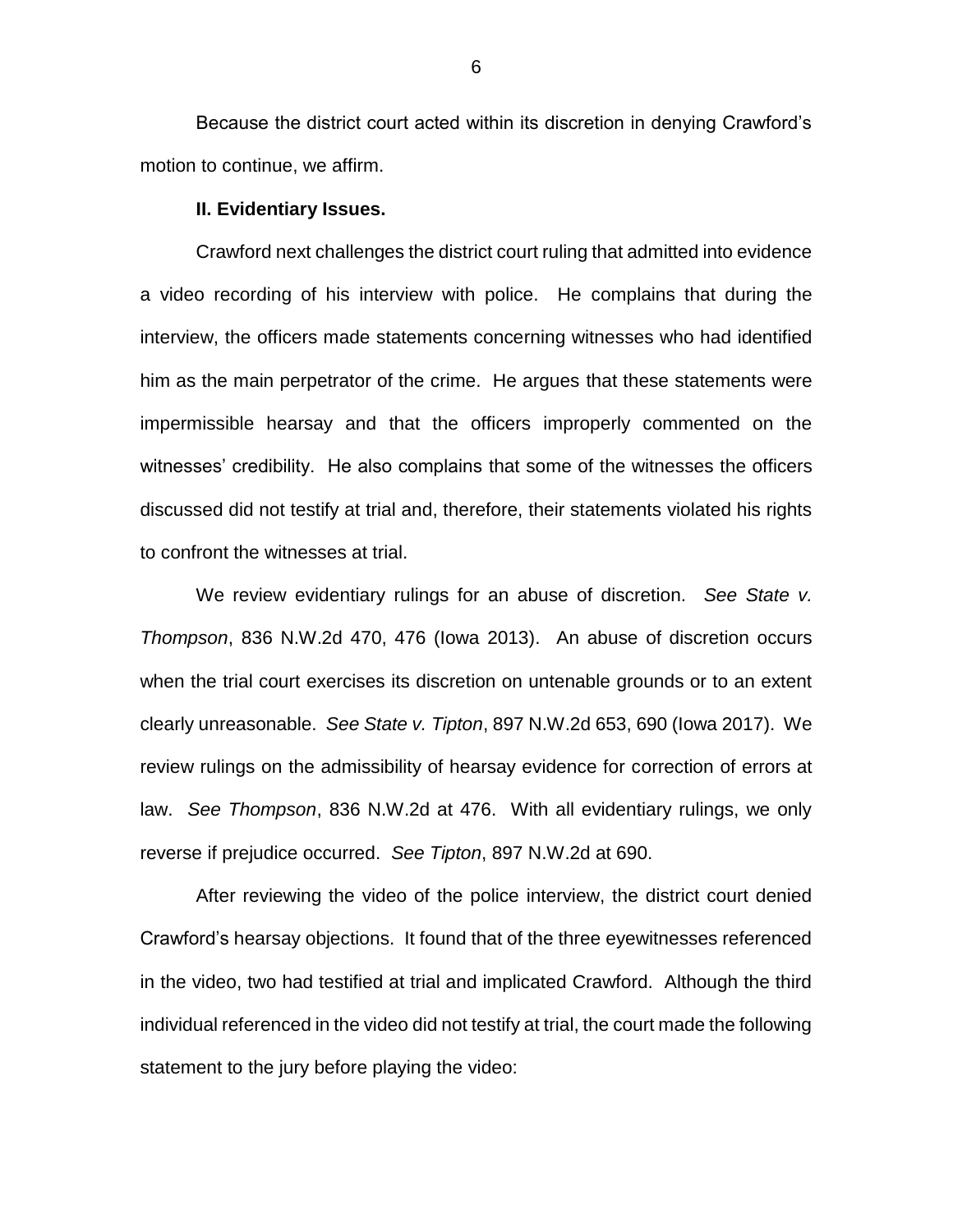Because the district court acted within its discretion in denying Crawford's motion to continue, we affirm.

**II. Evidentiary Issues.**

Crawford next challenges the district court ruling that admitted into evidence a video recording of his interview with police. He complains that during the interview, the officers made statements concerning witnesses who had identified him as the main perpetrator of the crime. He argues that these statements were impermissible hearsay and that the officers improperly commented on the witnesses' credibility. He also complains that some of the witnesses the officers discussed did not testify at trial and, therefore, their statements violated his rights to confront the witnesses at trial.

We review evidentiary rulings for an abuse of discretion. *See State v. Thompson*, 836 N.W.2d 470, 476 (Iowa 2013). An abuse of discretion occurs when the trial court exercises its discretion on untenable grounds or to an extent clearly unreasonable. *See State v. Tipton*, 897 N.W.2d 653, 690 (Iowa 2017). We review rulings on the admissibility of hearsay evidence for correction of errors at law. *See Thompson*, 836 N.W.2d at 476. With all evidentiary rulings, we only reverse if prejudice occurred. *See Tipton*, 897 N.W.2d at 690.

After reviewing the video of the police interview, the district court denied Crawford's hearsay objections. It found that of the three eyewitnesses referenced in the video, two had testified at trial and implicated Crawford. Although the third individual referenced in the video did not testify at trial, the court made the following statement to the jury before playing the video: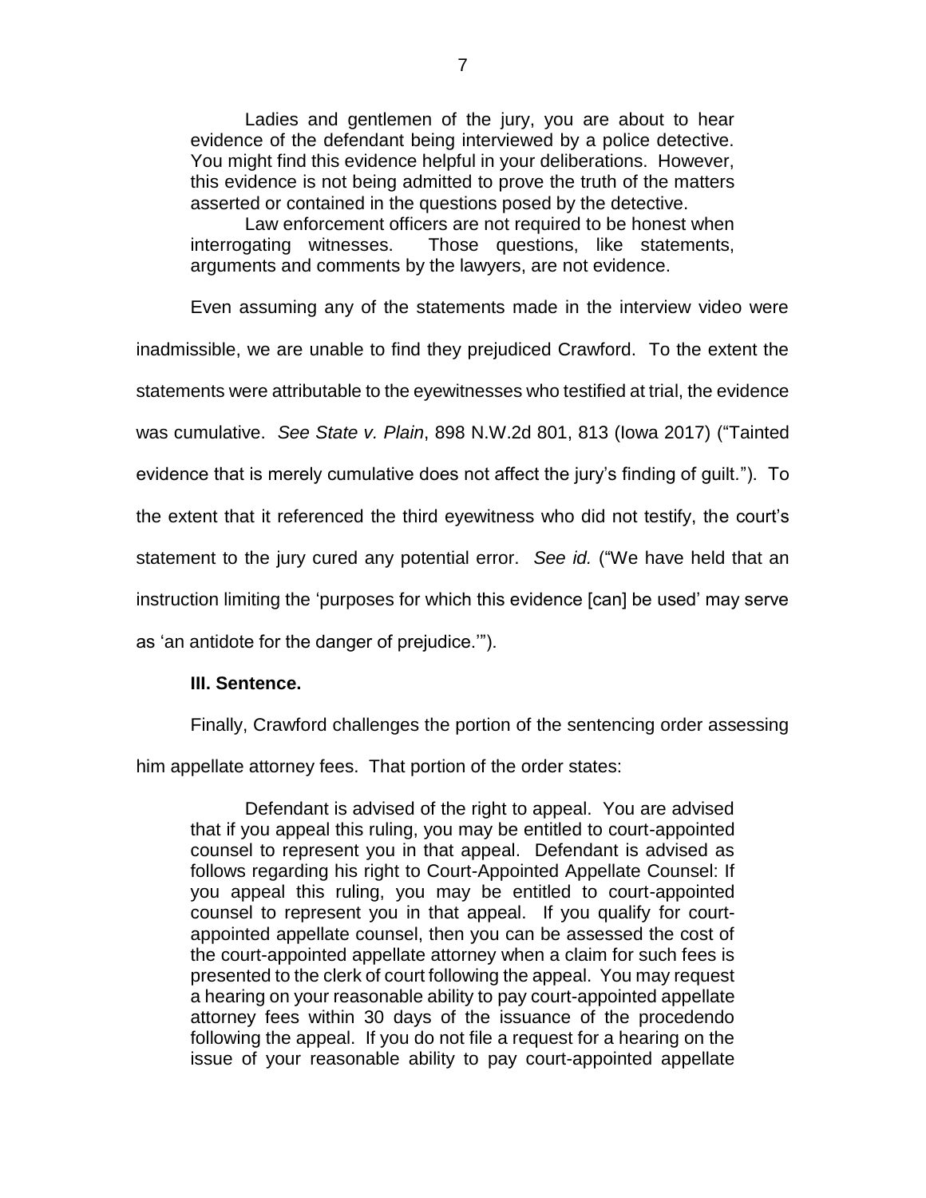> Ladies and gentlemen of the jury, you are about to hear evidence of the defendant being interviewed by a police detective. You might find this evidence helpful in your deliberations. However, this evidence is not being admitted to prove the truth of the matters asserted or contained in the questions posed by the detective.
>
> Law enforcement officers are not required to be honest when interrogating witnesses. Those questions, like statements, arguments and comments by the lawyers, are not evidence.

Even assuming any of the statements made in the interview video were inadmissible, we are unable to find they prejudiced Crawford. To the extent the statements were attributable to the eyewitnesses who testified at trial, the evidence was cumulative. *See State v. Plain*, 898 N.W.2d 801, 813 (Iowa 2017) ("Tainted evidence that is merely cumulative does not affect the jury's finding of guilt."). To the extent that it referenced the third eyewitness who did not testify, the court's statement to the jury cured any potential error. *See id.* ("We have held that an instruction limiting the 'purposes for which this evidence [can] be used' may serve as 'an antidote for the danger of prejudice.'").

**III. Sentence.**

Finally, Crawford challenges the portion of the sentencing order assessing him appellate attorney fees. That portion of the order states:

> Defendant is advised of the right to appeal. You are advised that if you appeal this ruling, you may be entitled to court-appointed counsel to represent you in that appeal. Defendant is advised as follows regarding his right to Court-Appointed Appellate Counsel: If you appeal this ruling, you may be entitled to court-appointed counsel to represent you in that appeal. If you qualify for court-appointed appellate counsel, then you can be assessed the cost of the court-appointed appellate attorney when a claim for such fees is presented to the clerk of court following the appeal. You may request a hearing on your reasonable ability to pay court-appointed appellate attorney fees within 30 days of the issuance of the procedendo following the appeal. If you do not file a request for a hearing on the issue of your reasonable ability to pay court-appointed appellate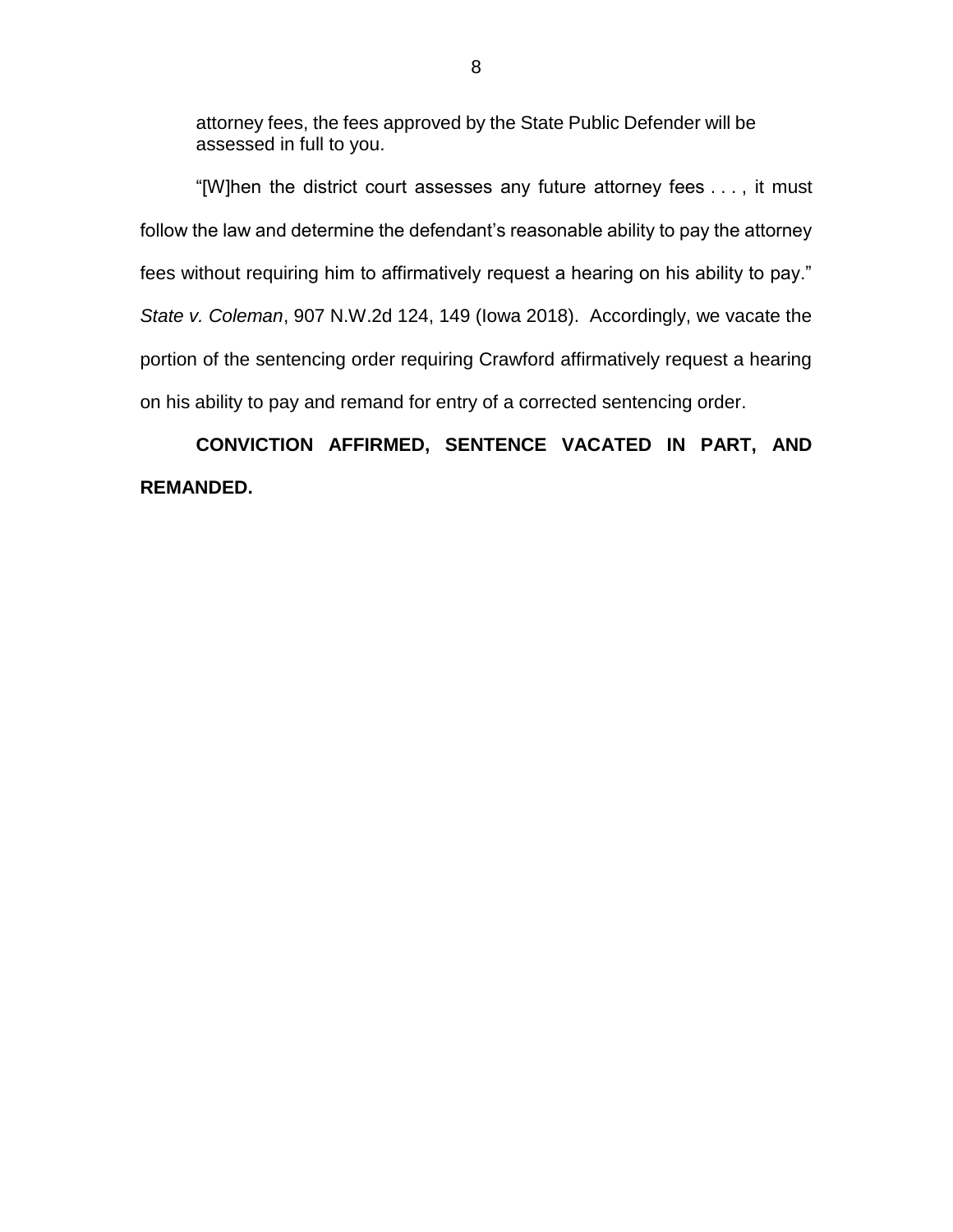> attorney fees, the fees approved by the State Public Defender will be assessed in full to you.

"[W]hen the district court assesses any future attorney fees . . . , it must follow the law and determine the defendant's reasonable ability to pay the attorney fees without requiring him to affirmatively request a hearing on his ability to pay." *State v. Coleman*, 907 N.W.2d 124, 149 (Iowa 2018). Accordingly, we vacate the portion of the sentencing order requiring Crawford affirmatively request a hearing on his ability to pay and remand for entry of a corrected sentencing order.

**CONVICTION AFFIRMED, SENTENCE VACATED IN PART, AND REMANDED.**